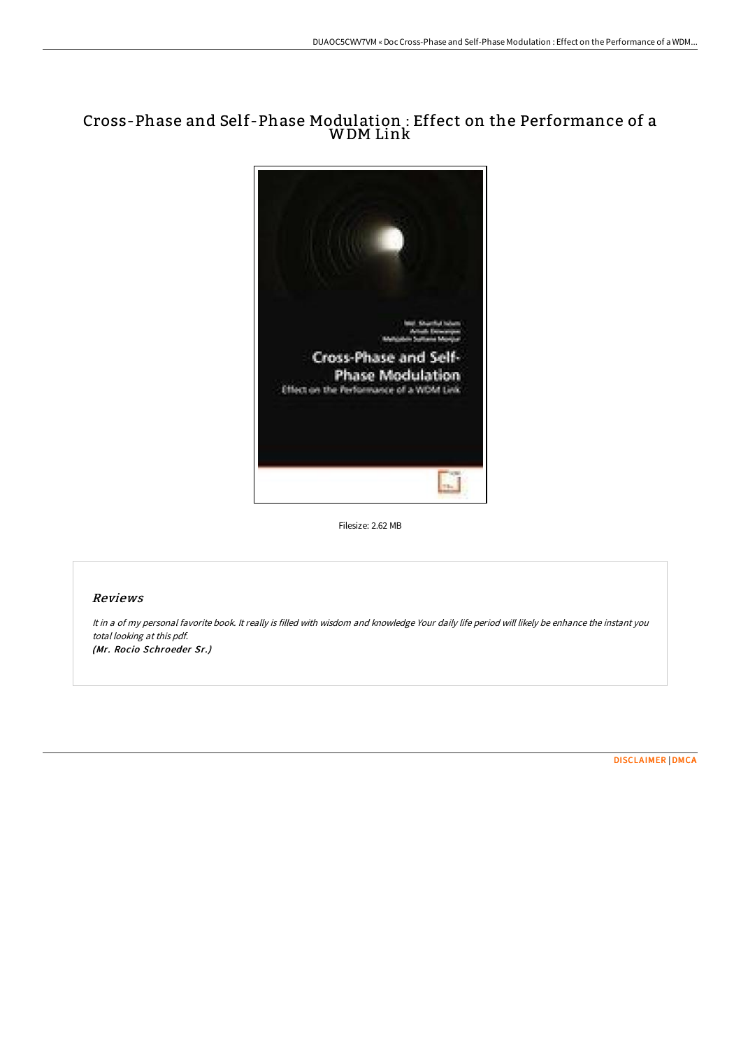# Cross-Phase and Self-Phase Modulation : Effect on the Performance of a WDM Link

Filesize: 2.62 MB

## Reviews

*It in a of my personal favorite book. It really is filled with wisdom and knowledge Your daily life period will likely be enhance the instant you total looking at this pdf.*
*(Mr. Rocio Schroeder Sr.)*

DISCLAIMER | DMCA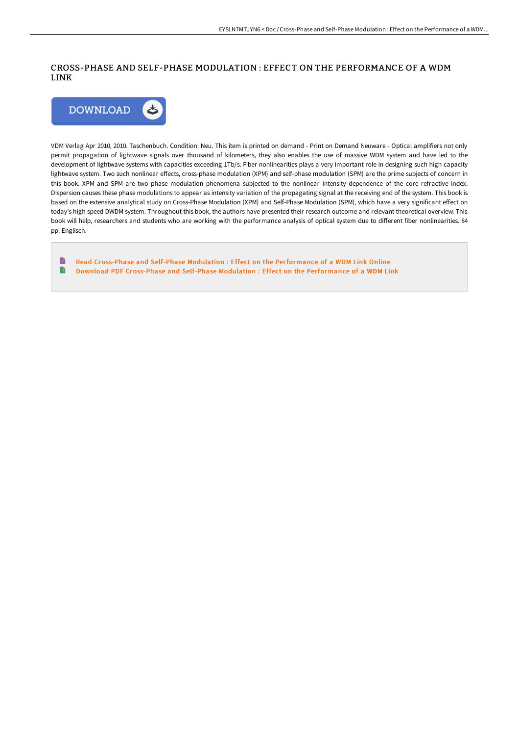# CROSS-PHASE AND SELF-PHASE MODULATION : EFFECT ON THE PERFORMANCE OF A WDM LINK

DOWNLOAD

VDM Verlag Apr 2010, 2010. Taschenbuch. Condition: Neu. This item is printed on demand - Print on Demand Neuware - Optical amplifiers not only permit propagation of lightwave signals over thousand of kilometers, they also enables the use of massive WDM system and have led to the development of lightwave systems with capacities exceeding 1Tb/s. Fiber nonlinearities plays a very important role in designing such high capacity lightwave system. Two such nonlinear effects, cross-phase modulation (XPM) and self-phase modulation (SPM) are the prime subjects of concern in this book. XPM and SPM are two phase modulation phenomena subjected to the nonlinear intensity dependence of the core refractive index. Dispersion causes these phase modulations to appear as intensity variation of the propagating signal at the receiving end of the system. This book is based on the extensive analytical study on Cross-Phase Modulation (XPM) and Self-Phase Modulation (SPM), which have a very significant effect on today's high speed DWDM system. Throughout this book, the authors have presented their research outcome and relevant theoretical overview. This book will help, researchers and students who are working with the performance analysis of optical system due to different fiber nonlinearities. 84 pp. Englisch.

- Read Cross-Phase and Self-Phase Modulation : Effect on the Performance of a WDM Link Online
- Download PDF Cross-Phase and Self-Phase Modulation : Effect on the Performance of a WDM Link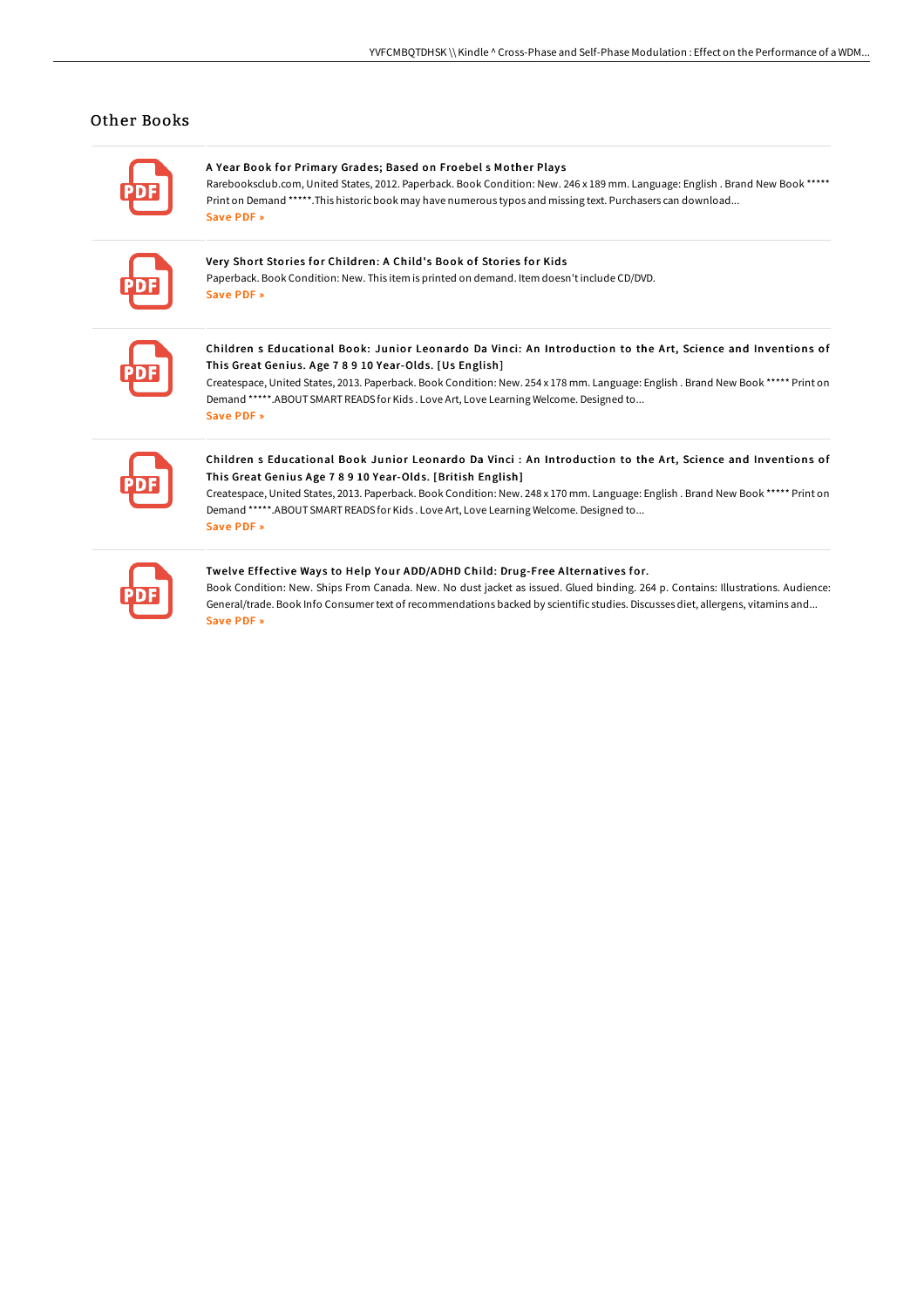## Other Books

**A Year Book for Primary Grades; Based on Froebel s Mother Plays**

Rarebooksclub.com, United States, 2012. Paperback. Book Condition: New. 246 x 189 mm. Language: English . Brand New Book ***** Print on Demand *****.This historic book may have numerous typos and missing text. Purchasers can download...

Save PDF »

**Very Short Stories for Children: A Child's Book of Stories for Kids**

Paperback. Book Condition: New. This item is printed on demand. Item doesn't include CD/DVD.

Save PDF »

**Children s Educational Book: Junior Leonardo Da Vinci: An Introduction to the Art, Science and Inventions of This Great Genius. Age 7 8 9 10 Year-Olds. [Us English]**

Createspace, United States, 2013. Paperback. Book Condition: New. 254 x 178 mm. Language: English . Brand New Book ***** Print on Demand *****.ABOUT SMART READS for Kids . Love Art, Love Learning Welcome. Designed to...

Save PDF »

**Children s Educational Book Junior Leonardo Da Vinci : An Introduction to the Art, Science and Inventions of This Great Genius Age 7 8 9 10 Year-Olds. [British English]**

Createspace, United States, 2013. Paperback. Book Condition: New. 248 x 170 mm. Language: English . Brand New Book ***** Print on Demand *****.ABOUT SMART READS for Kids . Love Art, Love Learning Welcome. Designed to...

Save PDF »

**Twelve Effective Ways to Help Your ADD/ADHD Child: Drug-Free Alternatives for.**

Book Condition: New. Ships From Canada. New. No dust jacket as issued. Glued binding. 264 p. Contains: Illustrations. Audience: General/trade. Book Info Consumer text of recommendations backed by scientific studies. Discusses diet, allergens, vitamins and...

Save PDF »